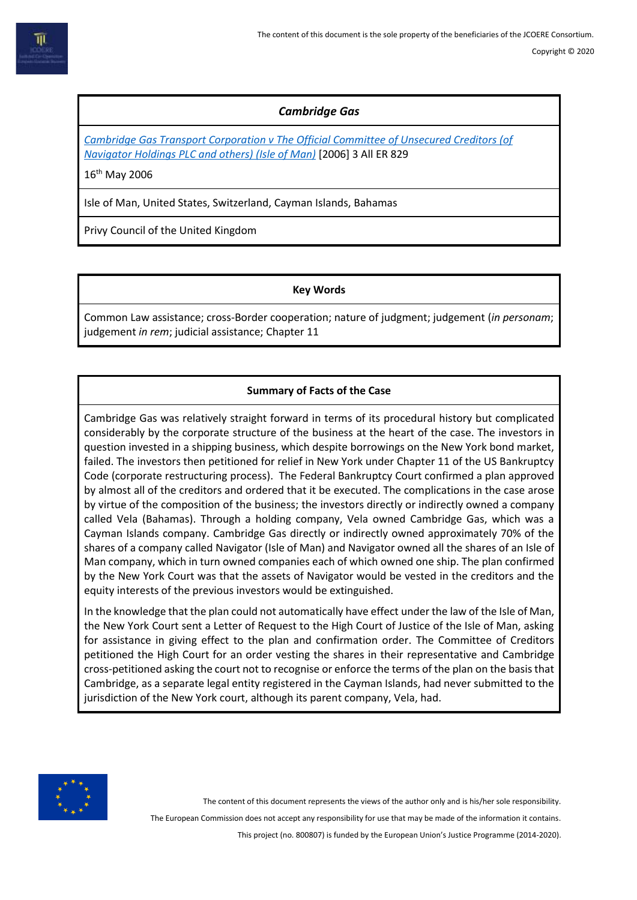### *Cambridge Gas*

*Cambridge Gas Transport Corporation v The Official Committee of Unsecured Creditors (of Navigator Holdings PLC and others) (Isle of Man)* [2006] 3 All ER 829

16th May 2006

Isle of Man, United States, Switzerland, Cayman Islands, Bahamas

Privy Council of the United Kingdom

### Key Words

Common Law assistance; cross-Border cooperation; nature of judgment; judgement (*in personam*; judgement *in rem*; judicial assistance; Chapter 11

### Summary of Facts of the Case

Cambridge Gas was relatively straight forward in terms of its procedural history but complicated considerably by the corporate structure of the business at the heart of the case. The investors in question invested in a shipping business, which despite borrowings on the New York bond market, failed. The investors then petitioned for relief in New York under Chapter 11 of the US Bankruptcy Code (corporate restructuring process). The Federal Bankruptcy Court confirmed a plan approved by almost all of the creditors and ordered that it be executed. The complications in the case arose by virtue of the composition of the business; the investors directly or indirectly owned a company called Vela (Bahamas). Through a holding company, Vela owned Cambridge Gas, which was a Cayman Islands company. Cambridge Gas directly or indirectly owned approximately 70% of the shares of a company called Navigator (Isle of Man) and Navigator owned all the shares of an Isle of Man company, which in turn owned companies each of which owned one ship. The plan confirmed by the New York Court was that the assets of Navigator would be vested in the creditors and the equity interests of the previous investors would be extinguished.

In the knowledge that the plan could not automatically have effect under the law of the Isle of Man, the New York Court sent a Letter of Request to the High Court of Justice of the Isle of Man, asking for assistance in giving effect to the plan and confirmation order. The Committee of Creditors petitioned the High Court for an order vesting the shares in their representative and Cambridge cross-petitioned asking the court not to recognise or enforce the terms of the plan on the basis that Cambridge, as a separate legal entity registered in the Cayman Islands, had never submitted to the jurisdiction of the New York court, although its parent company, Vela, had.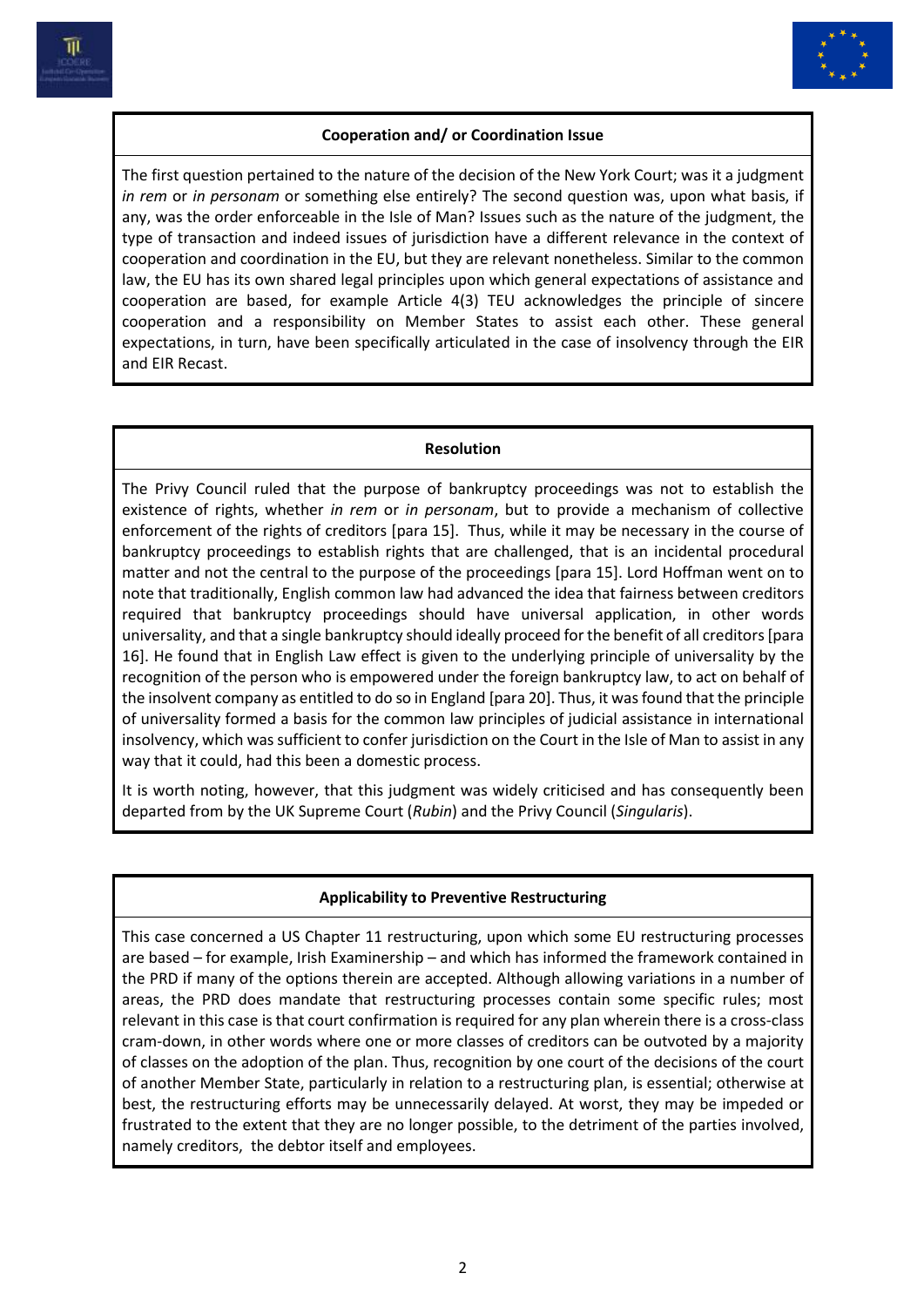**Cooperation and/ or Coordination Issue**

The first question pertained to the nature of the decision of the New York Court; was it a judgment *in rem* or *in personam* or something else entirely? The second question was, upon what basis, if any, was the order enforceable in the Isle of Man? Issues such as the nature of the judgment, the type of transaction and indeed issues of jurisdiction have a different relevance in the context of cooperation and coordination in the EU, but they are relevant nonetheless. Similar to the common law, the EU has its own shared legal principles upon which general expectations of assistance and cooperation are based, for example Article 4(3) TEU acknowledges the principle of sincere cooperation and a responsibility on Member States to assist each other. These general expectations, in turn, have been specifically articulated in the case of insolvency through the EIR and EIR Recast.

**Resolution**

The Privy Council ruled that the purpose of bankruptcy proceedings was not to establish the existence of rights, whether *in rem* or *in personam*, but to provide a mechanism of collective enforcement of the rights of creditors [para 15]. Thus, while it may be necessary in the course of bankruptcy proceedings to establish rights that are challenged, that is an incidental procedural matter and not the central to the purpose of the proceedings [para 15]. Lord Hoffman went on to note that traditionally, English common law had advanced the idea that fairness between creditors required that bankruptcy proceedings should have universal application, in other words universality, and that a single bankruptcy should ideally proceed for the benefit of all creditors [para 16]. He found that in English Law effect is given to the underlying principle of universality by the recognition of the person who is empowered under the foreign bankruptcy law, to act on behalf of the insolvent company as entitled to do so in England [para 20]. Thus, it was found that the principle of universality formed a basis for the common law principles of judicial assistance in international insolvency, which was sufficient to confer jurisdiction on the Court in the Isle of Man to assist in any way that it could, had this been a domestic process.

It is worth noting, however, that this judgment was widely criticised and has consequently been departed from by the UK Supreme Court (*Rubin*) and the Privy Council (*Singularis*).

**Applicability to Preventive Restructuring**

This case concerned a US Chapter 11 restructuring, upon which some EU restructuring processes are based – for example, Irish Examinership – and which has informed the framework contained in the PRD if many of the options therein are accepted. Although allowing variations in a number of areas, the PRD does mandate that restructuring processes contain some specific rules; most relevant in this case is that court confirmation is required for any plan wherein there is a cross-class cram-down, in other words where one or more classes of creditors can be outvoted by a majority of classes on the adoption of the plan. Thus, recognition by one court of the decisions of the court of another Member State, particularly in relation to a restructuring plan, is essential; otherwise at best, the restructuring efforts may be unnecessarily delayed. At worst, they may be impeded or frustrated to the extent that they are no longer possible, to the detriment of the parties involved, namely creditors, the debtor itself and employees.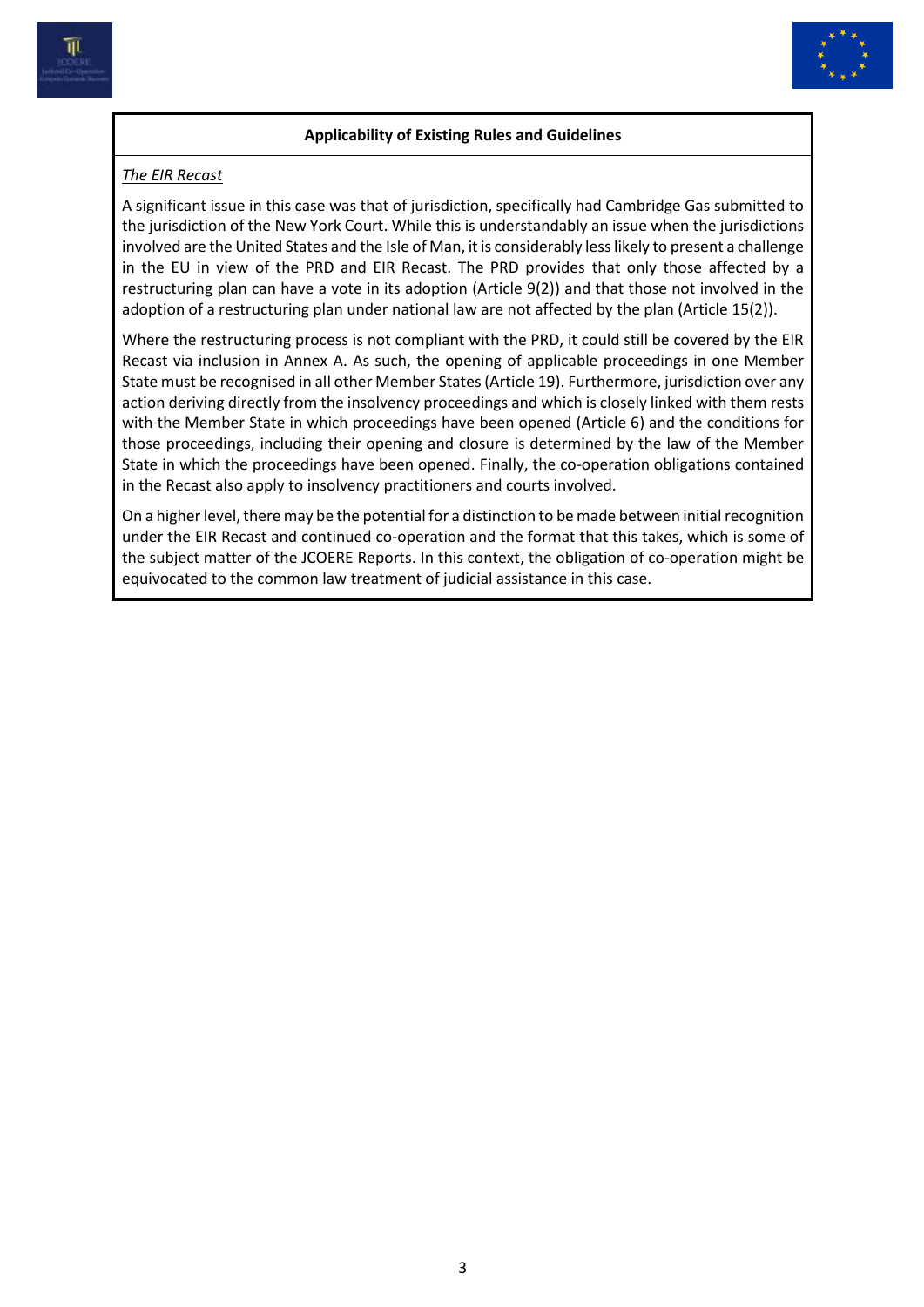**Applicability of Existing Rules and Guidelines**

*The EIR Recast*

A significant issue in this case was that of jurisdiction, specifically had Cambridge Gas submitted to the jurisdiction of the New York Court. While this is understandably an issue when the jurisdictions involved are the United States and the Isle of Man, it is considerably less likely to present a challenge in the EU in view of the PRD and EIR Recast. The PRD provides that only those affected by a restructuring plan can have a vote in its adoption (Article 9(2)) and that those not involved in the adoption of a restructuring plan under national law are not affected by the plan (Article 15(2)).

Where the restructuring process is not compliant with the PRD, it could still be covered by the EIR Recast via inclusion in Annex A. As such, the opening of applicable proceedings in one Member State must be recognised in all other Member States (Article 19). Furthermore, jurisdiction over any action deriving directly from the insolvency proceedings and which is closely linked with them rests with the Member State in which proceedings have been opened (Article 6) and the conditions for those proceedings, including their opening and closure is determined by the law of the Member State in which the proceedings have been opened. Finally, the co-operation obligations contained in the Recast also apply to insolvency practitioners and courts involved.

On a higher level, there may be the potential for a distinction to be made between initial recognition under the EIR Recast and continued co-operation and the format that this takes, which is some of the subject matter of the JCOERE Reports. In this context, the obligation of co-operation might be equivocated to the common law treatment of judicial assistance in this case.